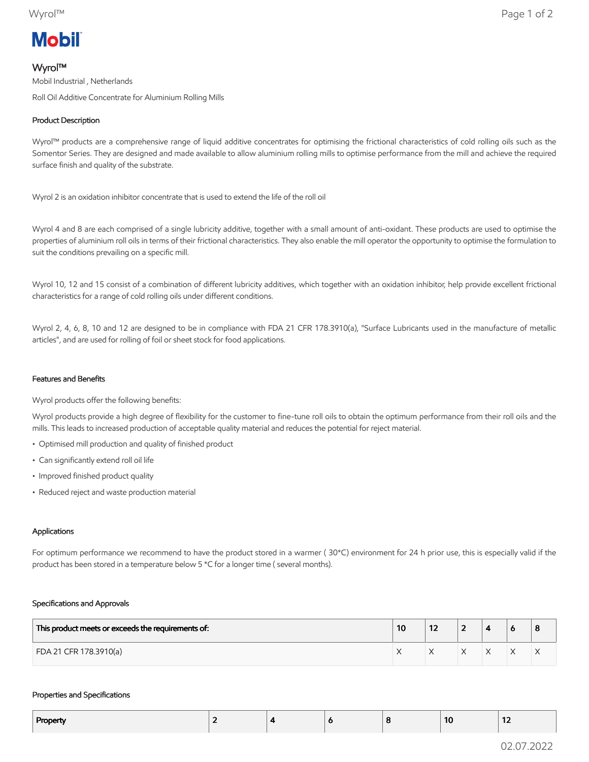Mobil

# Wyrol™

Mobil Industrial , Netherlands

Roll Oil Additive Concentrate for Aluminium Rolling Mills

## Product Description

Wyrol™ products are a comprehensive range of liquid additive concentrates for optimising the frictional characteristics of cold rolling oils such as the Somentor Series. They are designed and made available to allow aluminium rolling mills to optimise performance from the mill and achieve the required surface finish and quality of the substrate.

Wyrol 2 is an oxidation inhibitor concentrate that is used to extend the life of the roll oil

Wyrol 4 and 8 are each comprised of a single lubricity additive, together with a small amount of anti-oxidant. These products are used to optimise the properties of aluminium roll oils in terms of their frictional characteristics. They also enable the mill operator the opportunity to optimise the formulation to suit the conditions prevailing on a specific mill.

Wyrol 10, 12 and 15 consist of a combination of different lubricity additives, which together with an oxidation inhibitor, help provide excellent frictional characteristics for a range of cold rolling oils under different conditions.

Wyrol 2, 4, 6, 8, 10 and 12 are designed to be in compliance with FDA 21 CFR 178.3910(a), "Surface Lubricants used in the manufacture of metallic articles", and are used for rolling of foil or sheet stock for food applications.

## Features and Benefits

Wyrol products offer the following benefits:

Wyrol products provide a high degree of flexibility for the customer to fine-tune roll oils to obtain the optimum performance from their roll oils and the mills. This leads to increased production of acceptable quality material and reduces the potential for reject material.

- Optimised mill production and quality of finished product
- Can significantly extend roll oil life
- Improved finished product quality
- Reduced reject and waste production material

## Applications

For optimum performance we recommend to have the product stored in a warmer ( 30*C) environment for 24 h prior use, this is especially valid if the product has been stored in a temperature below 5 *C for a longer time ( several months).

## Specifications and Approvals

| This product meets or exceeds the requirements of: | 10 | 12 | 2 | 4 | 6 | 8 |
|---|---|---|---|---|---|---|
| FDA 21 CFR 178.3910(a) | X | X | X | X | X | X |

## Properties and Specifications

| Property | 2 | 4 | 6 | 8 | 10 | 12 |
|---|---|---|---|---|---|---|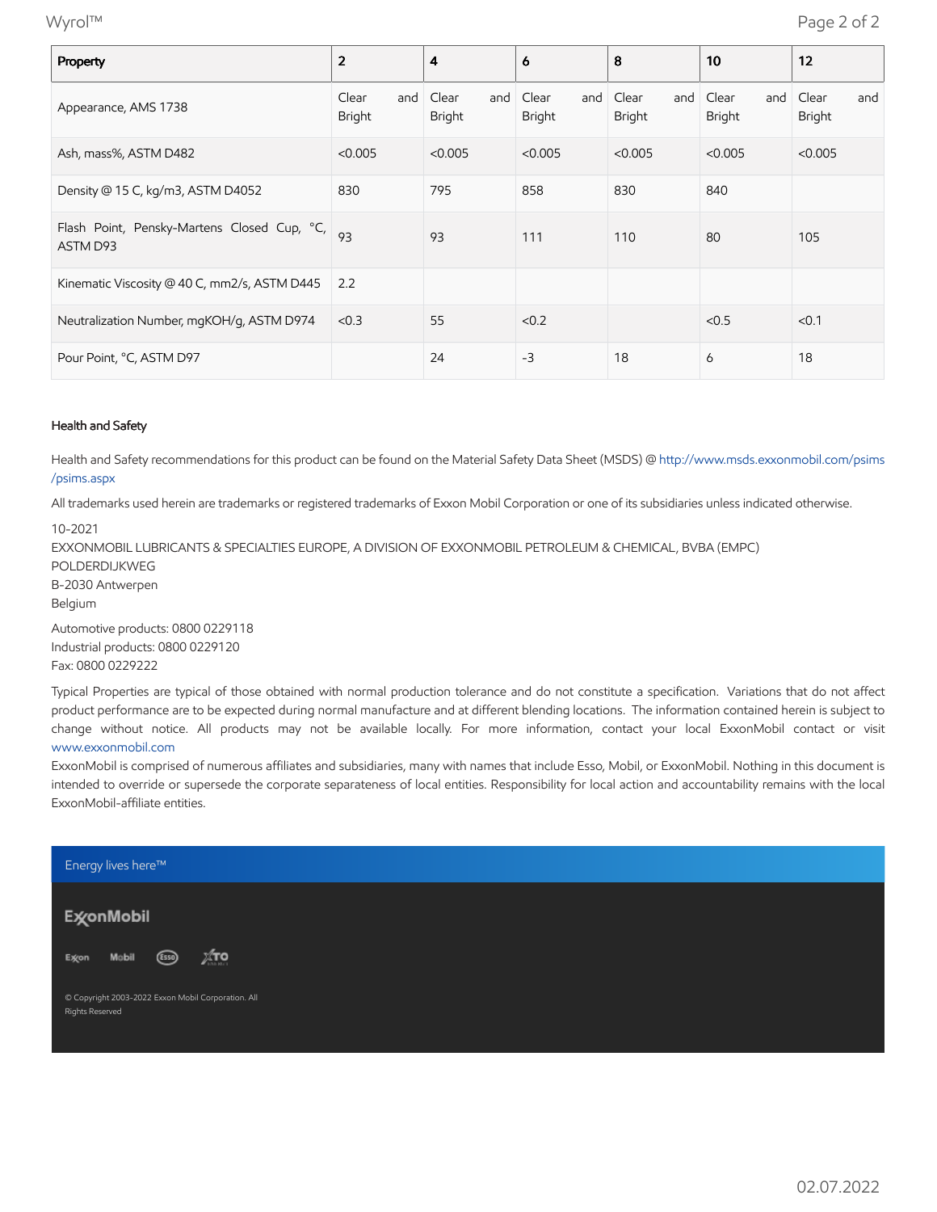| Property | 2 | 4 | 6 | 8 | 10 | 12 |
|---|---|---|---|---|---|---|
| Appearance, AMS 1738 | Clear and Bright | Clear and Bright | Clear and Bright | Clear and Bright | Clear and Bright | Clear and Bright |
| Ash, mass%, ASTM D482 | <0.005 | <0.005 | <0.005 | <0.005 | <0.005 | <0.005 |
| Density @ 15 C, kg/m3, ASTM D4052 | 830 | 795 | 858 | 830 | 840 | |
| Flash Point, Pensky-Martens Closed Cup, °C, ASTM D93 | 93 | 93 | 111 | 110 | 80 | 105 |
| Kinematic Viscosity @ 40 C, mm2/s, ASTM D445 | 2.2 | | | | | |
| Neutralization Number, mgKOH/g, ASTM D974 | <0.3 | 55 | <0.2 | | <0.5 | <0.1 |
| Pour Point, °C, ASTM D97 | | 24 | -3 | 18 | 6 | 18 |

### Health and Safety

Health and Safety recommendations for this product can be found on the Material Safety Data Sheet (MSDS) @ http://www.msds.exxonmobil.com/psims/psims.aspx

All trademarks used herein are trademarks or registered trademarks of Exxon Mobil Corporation or one of its subsidiaries unless indicated otherwise.

10-2021
EXXONMOBIL LUBRICANTS & SPECIALTIES EUROPE, A DIVISION OF EXXONMOBIL PETROLEUM & CHEMICAL, BVBA (EMPC)
POLDERDIJKWEG
B-2030 Antwerpen
Belgium

Automotive products: 0800 0229118
Industrial products: 0800 0229120
Fax: 0800 0229222

Typical Properties are typical of those obtained with normal production tolerance and do not constitute a specification. Variations that do not affect product performance are to be expected during normal manufacture and at different blending locations. The information contained herein is subject to change without notice. All products may not be available locally. For more information, contact your local ExxonMobil contact or visit www.exxonmobil.com

ExxonMobil is comprised of numerous affiliates and subsidiaries, many with names that include Esso, Mobil, or ExxonMobil. Nothing in this document is intended to override or supersede the corporate separateness of local entities. Responsibility for local action and accountability remains with the local ExxonMobil-affiliate entities.

Energy lives here™

ExxonMobil

© Copyright 2003-2022 Exxon Mobil Corporation. All Rights Reserved